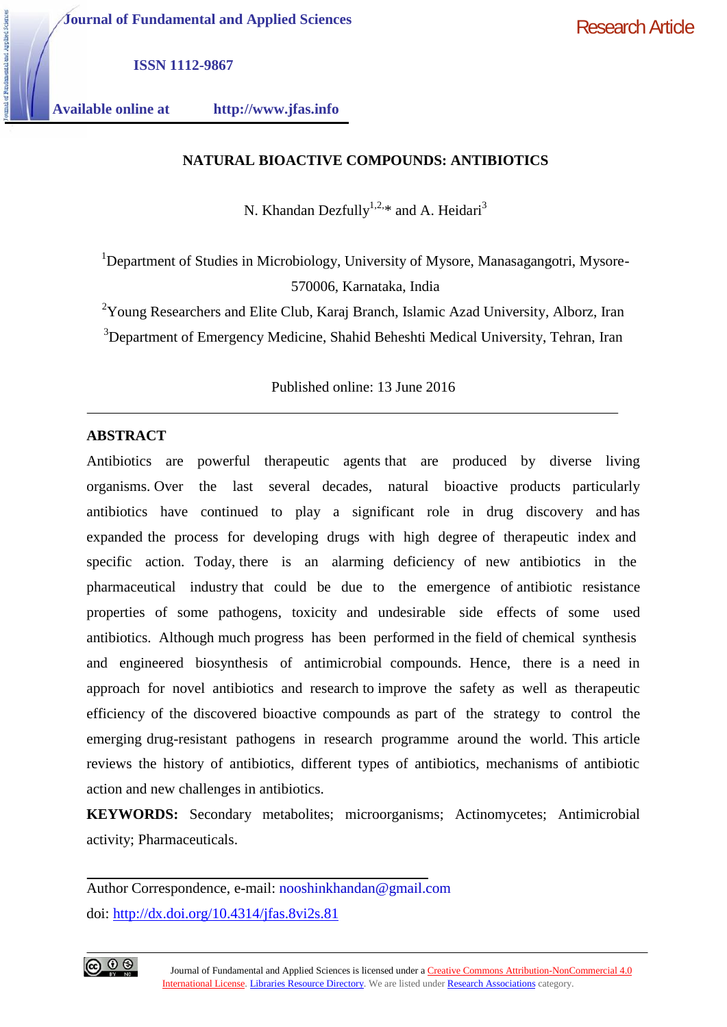Journal of Fundamental and Applied Sciences

ISSN 1112-9867

Available online at http://www.jfas.info

Research Article

# NATURAL BIOACTIVE COMPOUNDS: ANTIBIOTICS

N. Khandan Dezfully[1,2,]* and A. Heidari[3]

[1]Department of Studies in Microbiology, University of Mysore, Manasagangotri, Mysore-570006, Karnataka, India

[2]Young Researchers and Elite Club, Karaj Branch, Islamic Azad University, Alborz, Iran

[3]Department of Emergency Medicine, Shahid Beheshti Medical University, Tehran, Iran

Published online: 13 June 2016

## ABSTRACT

Antibiotics are powerful therapeutic agents that are produced by diverse living organisms. Over the last several decades, natural bioactive products particularly antibiotics have continued to play a significant role in drug discovery and has expanded the process for developing drugs with high degree of therapeutic index and specific action. Today, there is an alarming deficiency of new antibiotics in the pharmaceutical industry that could be due to the emergence of antibiotic resistance properties of some pathogens, toxicity and undesirable side effects of some used antibiotics. Although much progress has been performed in the field of chemical synthesis and engineered biosynthesis of antimicrobial compounds. Hence, there is a need in approach for novel antibiotics and research to improve the safety as well as therapeutic efficiency of the discovered bioactive compounds as part of the strategy to control the emerging drug-resistant pathogens in research programme around the world. This article reviews the history of antibiotics, different types of antibiotics, mechanisms of antibiotic action and new challenges in antibiotics.

**KEYWORDS:** Secondary metabolites; microorganisms; Actinomycetes; Antimicrobial activity; Pharmaceuticals.

Author Correspondence, e-mail: nooshinkhandan@gmail.com

doi: http://dx.doi.org/10.4314/jfas.8vi2s.81

Journal of Fundamental and Applied Sciences is licensed under a Creative Commons Attribution-NonCommercial 4.0 International License. Libraries Resource Directory. We are listed under Research Associations category.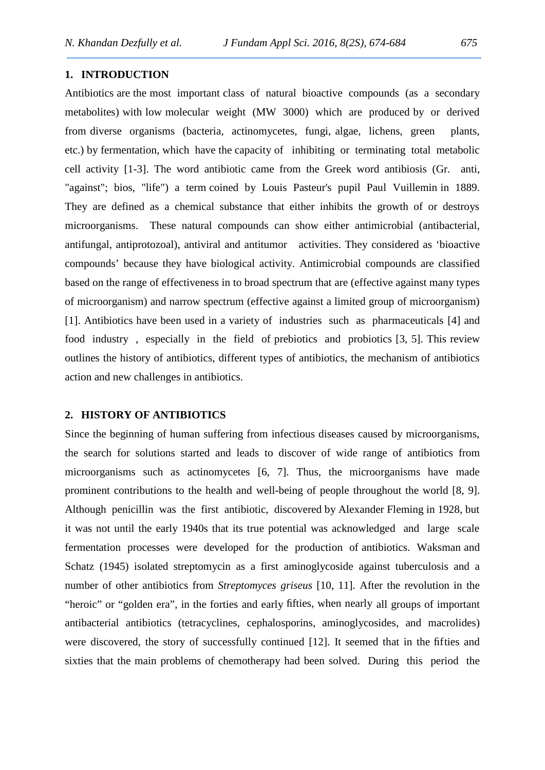## 1. INTRODUCTION

Antibiotics are the most important class of natural bioactive compounds (as a secondary metabolites) with low molecular weight (MW 3000) which are produced by or derived from diverse organisms (bacteria, actinomycetes, fungi, algae, lichens, green plants, etc.) by fermentation, which have the capacity of inhibiting or terminating total metabolic cell activity [1-3]. The word antibiotic came from the Greek word antibiosis (Gr. anti, "against"; bios, "life") a term coined by Louis Pasteur's pupil Paul Vuillemin in 1889. They are defined as a chemical substance that either inhibits the growth of or destroys microorganisms. These natural compounds can show either antimicrobial (antibacterial, antifungal, antiprotozoal), antiviral and antitumor activities. They considered as 'bioactive compounds' because they have biological activity. Antimicrobial compounds are classified based on the range of effectiveness in to broad spectrum that are (effective against many types of microorganism) and narrow spectrum (effective against a limited group of microorganism) [1]. Antibiotics have been used in a variety of industries such as pharmaceuticals [4] and food industry , especially in the field of prebiotics and probiotics [3, 5]. This review outlines the history of antibiotics, different types of antibiotics, the mechanism of antibiotics action and new challenges in antibiotics.

## 2. HISTORY OF ANTIBIOTICS

Since the beginning of human suffering from infectious diseases caused by microorganisms, the search for solutions started and leads to discover of wide range of antibiotics from microorganisms such as actinomycetes [6, 7]. Thus, the microorganisms have made prominent contributions to the health and well-being of people throughout the world [8, 9]. Although penicillin was the first antibiotic, discovered by Alexander Fleming in 1928, but it was not until the early 1940s that its true potential was acknowledged and large scale fermentation processes were developed for the production of antibiotics. Waksman and Schatz (1945) isolated streptomycin as a first aminoglycoside against tuberculosis and a number of other antibiotics from *Streptomyces griseus* [10, 11]. After the revolution in the "heroic" or "golden era", in the forties and early fifties, when nearly all groups of important antibacterial antibiotics (tetracyclines, cephalosporins, aminoglycosides, and macrolides) were discovered, the story of successfully continued [12]. It seemed that in the fifties and sixties that the main problems of chemotherapy had been solved. During this period the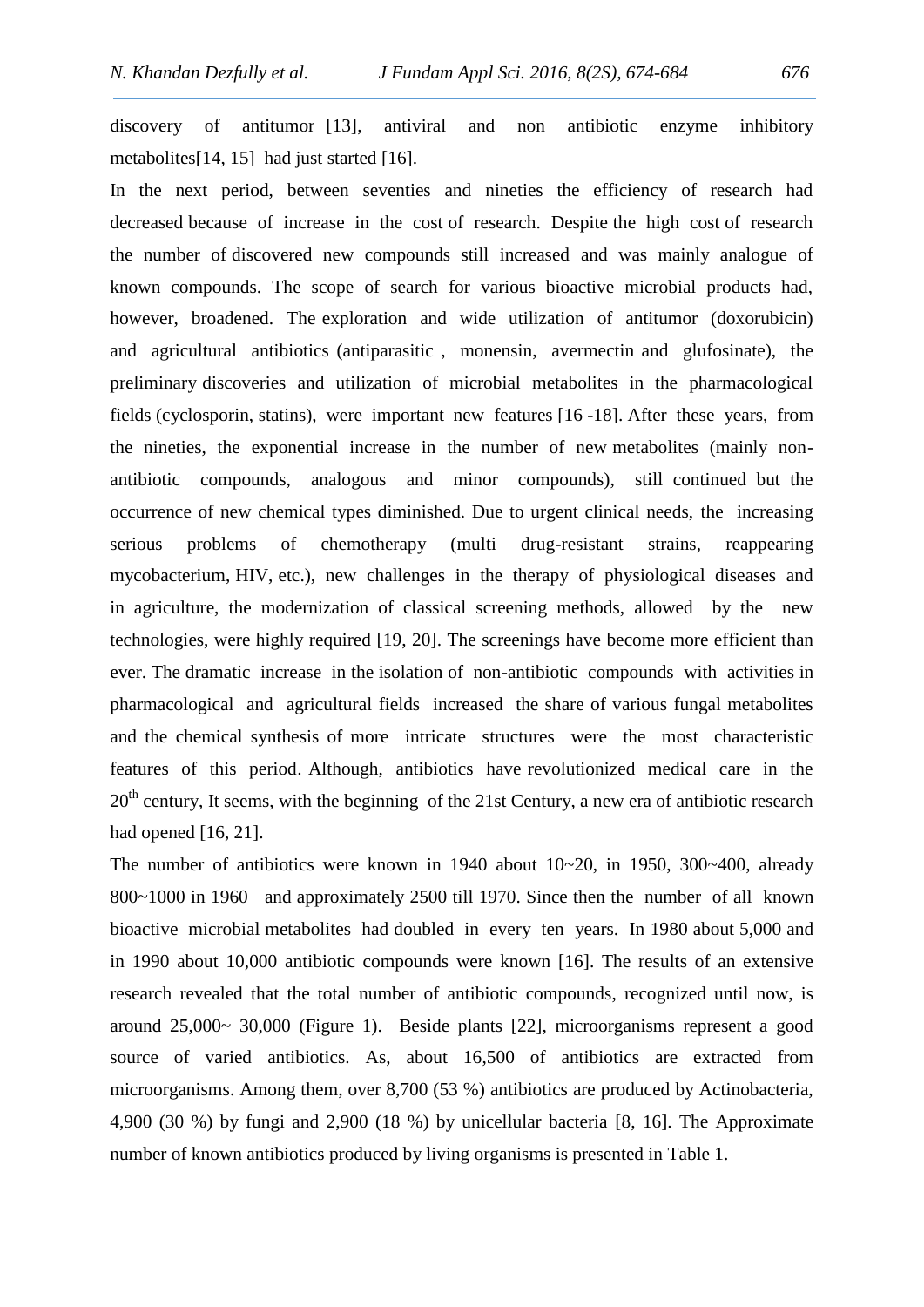discovery of antitumor [13], antiviral and non antibiotic enzyme inhibitory metabolites[14, 15] had just started [16].

In the next period, between seventies and nineties the efficiency of research had decreased because of increase in the cost of research. Despite the high cost of research the number of discovered new compounds still increased and was mainly analogue of known compounds. The scope of search for various bioactive microbial products had, however, broadened. The exploration and wide utilization of antitumor (doxorubicin) and agricultural antibiotics (antiparasitic , monensin, avermectin and glufosinate), the preliminary discoveries and utilization of microbial metabolites in the pharmacological fields (cyclosporin, statins), were important new features [16 -18]. After these years, from the nineties, the exponential increase in the number of new metabolites (mainly non-antibiotic compounds, analogous and minor compounds), still continued but the occurrence of new chemical types diminished. Due to urgent clinical needs, the increasing serious problems of chemotherapy (multi drug-resistant strains, reappearing mycobacterium, HIV, etc.), new challenges in the therapy of physiological diseases and in agriculture, the modernization of classical screening methods, allowed by the new technologies, were highly required [19, 20]. The screenings have become more efficient than ever. The dramatic increase in the isolation of non-antibiotic compounds with activities in pharmacological and agricultural fields increased the share of various fungal metabolites and the chemical synthesis of more intricate structures were the most characteristic features of this period. Although, antibiotics have revolutionized medical care in the $20^{th}$ century, It seems, with the beginning of the 21st Century, a new era of antibiotic research had opened [16, 21].

The number of antibiotics were known in 1940 about 10~20, in 1950, 300~400, already 800~1000 in 1960 and approximately 2500 till 1970. Since then the number of all known bioactive microbial metabolites had doubled in every ten years. In 1980 about 5,000 and in 1990 about 10,000 antibiotic compounds were known [16]. The results of an extensive research revealed that the total number of antibiotic compounds, recognized until now, is around 25,000~ 30,000 (Figure 1). Beside plants [22], microorganisms represent a good source of varied antibiotics. As, about 16,500 of antibiotics are extracted from microorganisms. Among them, over 8,700 (53 %) antibiotics are produced by Actinobacteria, 4,900 (30 %) by fungi and 2,900 (18 %) by unicellular bacteria [8, 16]. The Approximate number of known antibiotics produced by living organisms is presented in Table 1.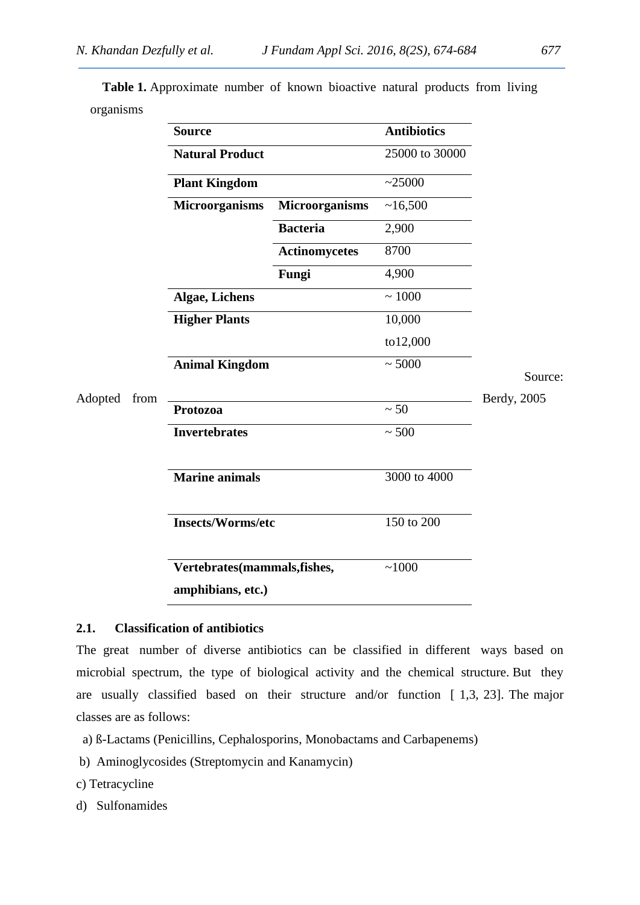**Table 1.** Approximate number of known bioactive natural products from living organisms

| Source | | Antibiotics |
|---|---|---|
| **Natural Product** | | 25000 to 30000 |
| **Plant Kingdom** | | ~25000 |
| **Microorganisms** | **Microorganisms** | ~16,500 |
| | **Bacteria** | 2,900 |
| | **Actinomycetes** | 8700 |
| | **Fungi** | 4,900 |
| **Algae, Lichens** | | ~ 1000 |
| **Higher Plants** | | 10,000 to12,000 |
| **Animal Kingdom** | | ~ 5000 |
| **Protozoa** | | ~ 50 |
| **Invertebrates** | | ~ 500 |
| **Marine animals** | | 3000 to 4000 |
| **Insects/Worms/etc** | | 150 to 200 |
| **Vertebrates(mammals,fishes, amphibians, etc.)** | | ~1000 |

Source: Adopted from Berdy, 2005

### 2.1. Classification of antibiotics

The great number of diverse antibiotics can be classified in different ways based on microbial spectrum, the type of biological activity and the chemical structure. But they are usually classified based on their structure and/or function [ 1,3, 23]. The major classes are as follows:

a) ß-Lactams (Penicillins, Cephalosporins, Monobactams and Carbapenems)

b) Aminoglycosides (Streptomycin and Kanamycin)

c) Tetracycline

d) Sulfonamides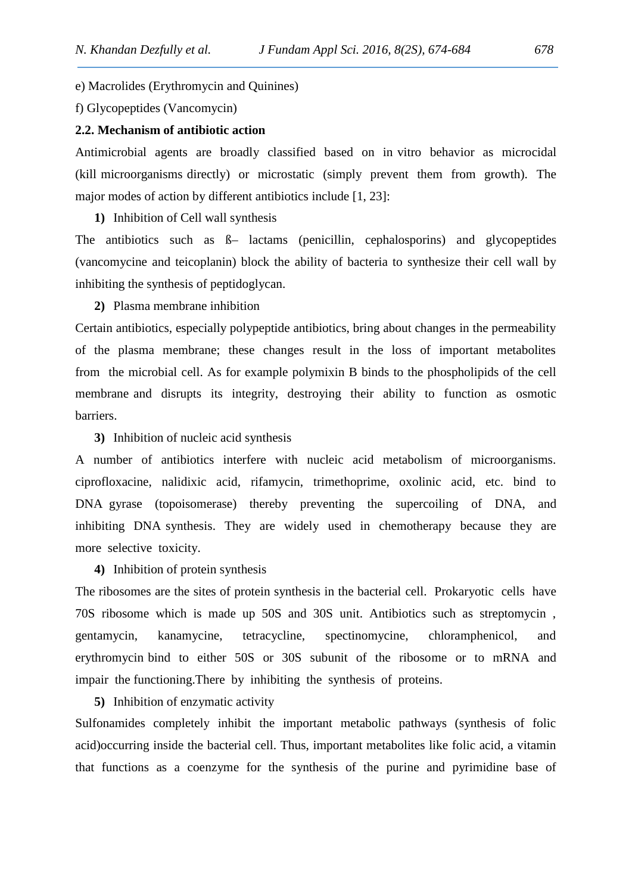e) Macrolides (Erythromycin and Quinines)

f) Glycopeptides (Vancomycin)

**2.2. Mechanism of antibiotic action**

Antimicrobial agents are broadly classified based on in vitro behavior as microcidal (kill microorganisms directly) or microstatic (simply prevent them from growth). The major modes of action by different antibiotics include [1, 23]:

**1)** Inhibition of Cell wall synthesis

The antibiotics such as ß– lactams (penicillin, cephalosporins) and glycopeptides (vancomycine and teicoplanin) block the ability of bacteria to synthesize their cell wall by inhibiting the synthesis of peptidoglycan.

**2)** Plasma membrane inhibition

Certain antibiotics, especially polypeptide antibiotics, bring about changes in the permeability of the plasma membrane; these changes result in the loss of important metabolites from the microbial cell. As for example polymixin B binds to the phospholipids of the cell membrane and disrupts its integrity, destroying their ability to function as osmotic barriers.

**3)** Inhibition of nucleic acid synthesis

A number of antibiotics interfere with nucleic acid metabolism of microorganisms. ciprofloxacine, nalidixic acid, rifamycin, trimethoprime, oxolinic acid, etc. bind to DNA gyrase (topoisomerase) thereby preventing the supercoiling of DNA, and inhibiting DNA synthesis. They are widely used in chemotherapy because they are more selective toxicity.

**4)** Inhibition of protein synthesis

The ribosomes are the sites of protein synthesis in the bacterial cell. Prokaryotic cells have 70S ribosome which is made up 50S and 30S unit. Antibiotics such as streptomycin , gentamycin, kanamycine, tetracycline, spectinomycine, chloramphenicol, and erythromycin bind to either 50S or 30S subunit of the ribosome or to mRNA and impair the functioning.There by inhibiting the synthesis of proteins.

**5)** Inhibition of enzymatic activity

Sulfonamides completely inhibit the important metabolic pathways (synthesis of folic acid)occurring inside the bacterial cell. Thus, important metabolites like folic acid, a vitamin that functions as a coenzyme for the synthesis of the purine and pyrimidine base of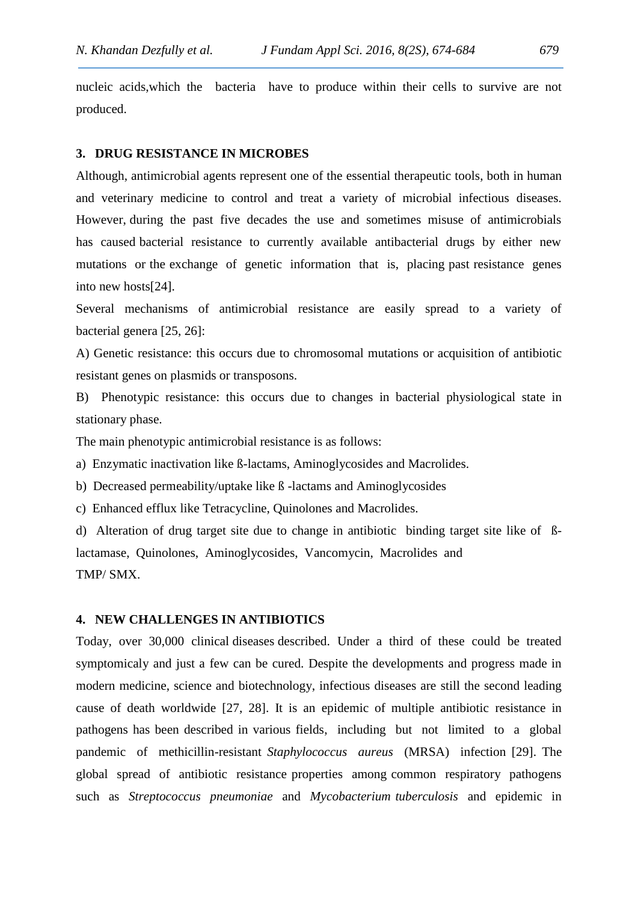nucleic acids,which the bacteria have to produce within their cells to survive are not produced.

## 3. DRUG RESISTANCE IN MICROBES

Although, antimicrobial agents represent one of the essential therapeutic tools, both in human and veterinary medicine to control and treat a variety of microbial infectious diseases. However, during the past five decades the use and sometimes misuse of antimicrobials has caused bacterial resistance to currently available antibacterial drugs by either new mutations or the exchange of genetic information that is, placing past resistance genes into new hosts[24].

Several mechanisms of antimicrobial resistance are easily spread to a variety of bacterial genera [25, 26]:

A) Genetic resistance: this occurs due to chromosomal mutations or acquisition of antibiotic resistant genes on plasmids or transposons.

B) Phenotypic resistance: this occurs due to changes in bacterial physiological state in stationary phase.

The main phenotypic antimicrobial resistance is as follows:

a) Enzymatic inactivation like ß-lactams, Aminoglycosides and Macrolides.

b) Decreased permeability/uptake like ß -lactams and Aminoglycosides

c) Enhanced efflux like Tetracycline, Quinolones and Macrolides.

d) Alteration of drug target site due to change in antibiotic binding target site like of ß-lactamase, Quinolones, Aminoglycosides, Vancomycin, Macrolides and TMP/ SMX.

## 4. NEW CHALLENGES IN ANTIBIOTICS

Today, over 30,000 clinical diseases described. Under a third of these could be treated symptomicaly and just a few can be cured. Despite the developments and progress made in modern medicine, science and biotechnology, infectious diseases are still the second leading cause of death worldwide [27, 28]. It is an epidemic of multiple antibiotic resistance in pathogens has been described in various fields, including but not limited to a global pandemic of methicillin-resistant *Staphylococcus aureus* (MRSA) infection [29]. The global spread of antibiotic resistance properties among common respiratory pathogens such as *Streptococcus pneumoniae* and *Mycobacterium tuberculosis* and epidemic in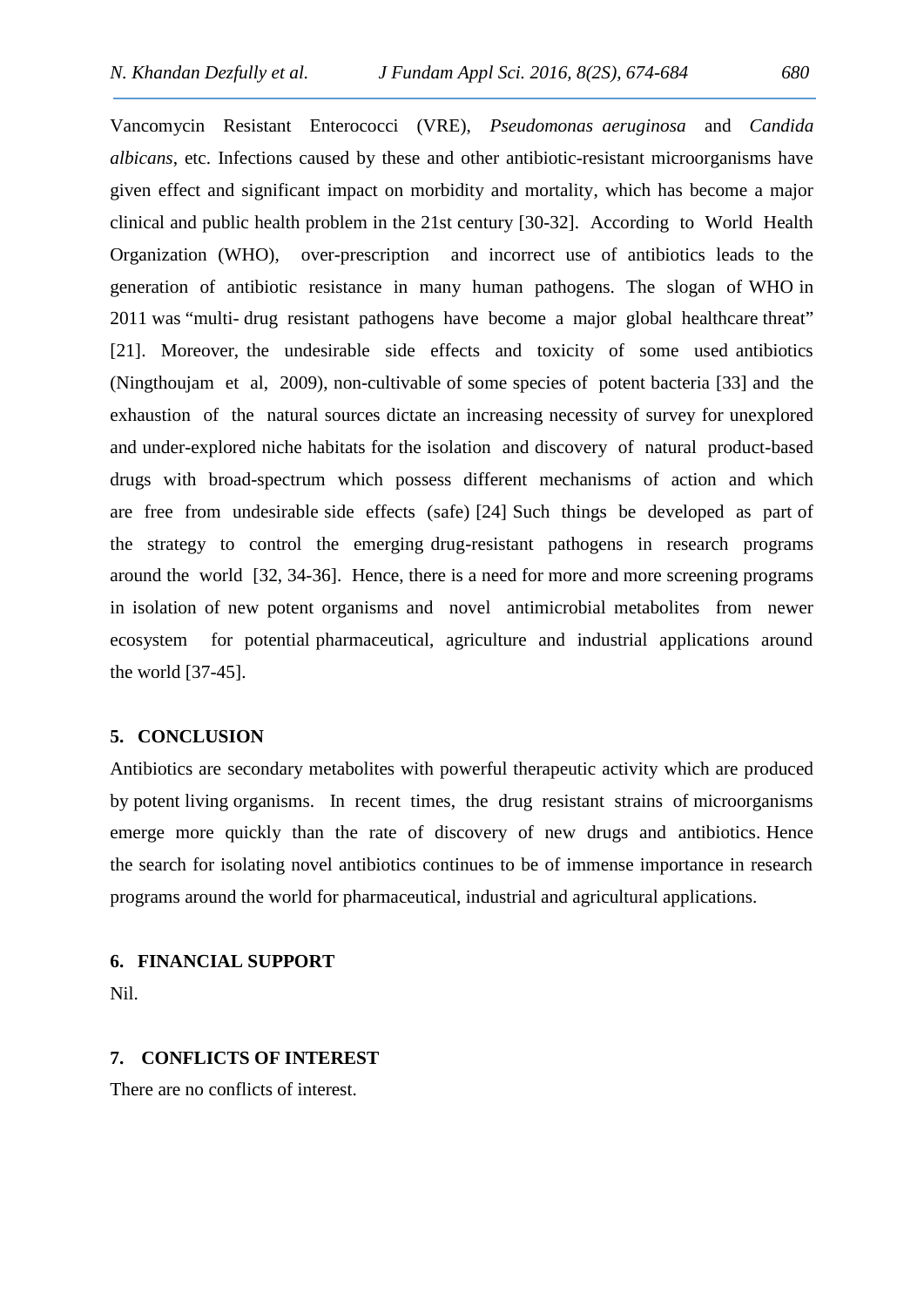Vancomycin Resistant Enterococci (VRE), *Pseudomonas aeruginosa* and *Candida albicans*, etc. Infections caused by these and other antibiotic-resistant microorganisms have given effect and significant impact on morbidity and mortality, which has become a major clinical and public health problem in the 21st century [30-32]. According to World Health Organization (WHO), over-prescription and incorrect use of antibiotics leads to the generation of antibiotic resistance in many human pathogens. The slogan of WHO in 2011 was "multi- drug resistant pathogens have become a major global healthcare threat" [21]. Moreover, the undesirable side effects and toxicity of some used antibiotics (Ningthoujam et al, 2009), non-cultivable of some species of potent bacteria [33] and the exhaustion of the natural sources dictate an increasing necessity of survey for unexplored and under-explored niche habitats for the isolation and discovery of natural product-based drugs with broad-spectrum which possess different mechanisms of action and which are free from undesirable side effects (safe) [24] Such things be developed as part of the strategy to control the emerging drug-resistant pathogens in research programs around the world [32, 34-36]. Hence, there is a need for more and more screening programs in isolation of new potent organisms and novel antimicrobial metabolites from newer ecosystem for potential pharmaceutical, agriculture and industrial applications around the world [37-45].

## 5. CONCLUSION

Antibiotics are secondary metabolites with powerful therapeutic activity which are produced by potent living organisms. In recent times, the drug resistant strains of microorganisms emerge more quickly than the rate of discovery of new drugs and antibiotics. Hence the search for isolating novel antibiotics continues to be of immense importance in research programs around the world for pharmaceutical, industrial and agricultural applications.

## 6. FINANCIAL SUPPORT

Nil.

## 7. CONFLICTS OF INTEREST

There are no conflicts of interest.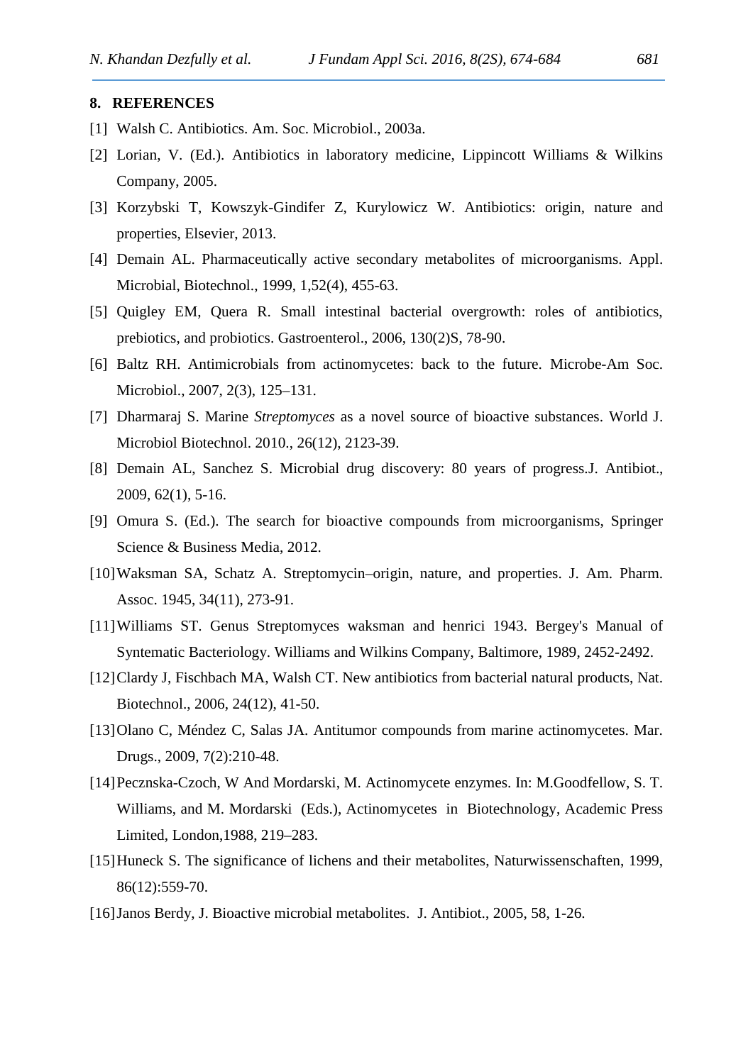## 8. REFERENCES

[1] Walsh C. Antibiotics. Am. Soc. Microbiol., 2003a.

[2] Lorian, V. (Ed.). Antibiotics in laboratory medicine, Lippincott Williams & Wilkins Company, 2005.

[3] Korzybski T, Kowszyk-Gindifer Z, Kurylowicz W. Antibiotics: origin, nature and properties, Elsevier, 2013.

[4] Demain AL. Pharmaceutically active secondary metabolites of microorganisms. Appl. Microbial, Biotechnol., 1999, 1,52(4), 455-63.

[5] Quigley EM, Quera R. Small intestinal bacterial overgrowth: roles of antibiotics, prebiotics, and probiotics. Gastroenterol., 2006, 130(2)S, 78-90.

[6] Baltz RH. Antimicrobials from actinomycetes: back to the future. Microbe-Am Soc. Microbiol., 2007, 2(3), 125–131.

[7] Dharmaraj S. Marine *Streptomyces* as a novel source of bioactive substances. World J. Microbiol Biotechnol. 2010., 26(12), 2123-39.

[8] Demain AL, Sanchez S. Microbial drug discovery: 80 years of progress.J. Antibiot., 2009, 62(1), 5-16.

[9] Omura S. (Ed.). The search for bioactive compounds from microorganisms, Springer Science & Business Media, 2012.

[10] Waksman SA, Schatz A. Streptomycin–origin, nature, and properties. J. Am. Pharm. Assoc. 1945, 34(11), 273-91.

[11] Williams ST. Genus Streptomyces waksman and henrici 1943. Bergey's Manual of Syntematic Bacteriology. Williams and Wilkins Company, Baltimore, 1989, 2452-2492.

[12] Clardy J, Fischbach MA, Walsh CT. New antibiotics from bacterial natural products, Nat. Biotechnol., 2006, 24(12), 41-50.

[13] Olano C, Méndez C, Salas JA. Antitumor compounds from marine actinomycetes. Mar. Drugs., 2009, 7(2):210-48.

[14] Pecznska-Czoch, W And Mordarski, M. Actinomycete enzymes. In: M.Goodfellow, S. T. Williams, and M. Mordarski (Eds.), Actinomycetes in Biotechnology, Academic Press Limited, London,1988, 219–283.

[15] Huneck S. The significance of lichens and their metabolites, Naturwissenschaften, 1999, 86(12):559-70.

[16] Janos Berdy, J. Bioactive microbial metabolites. J. Antibiot., 2005, 58, 1-26.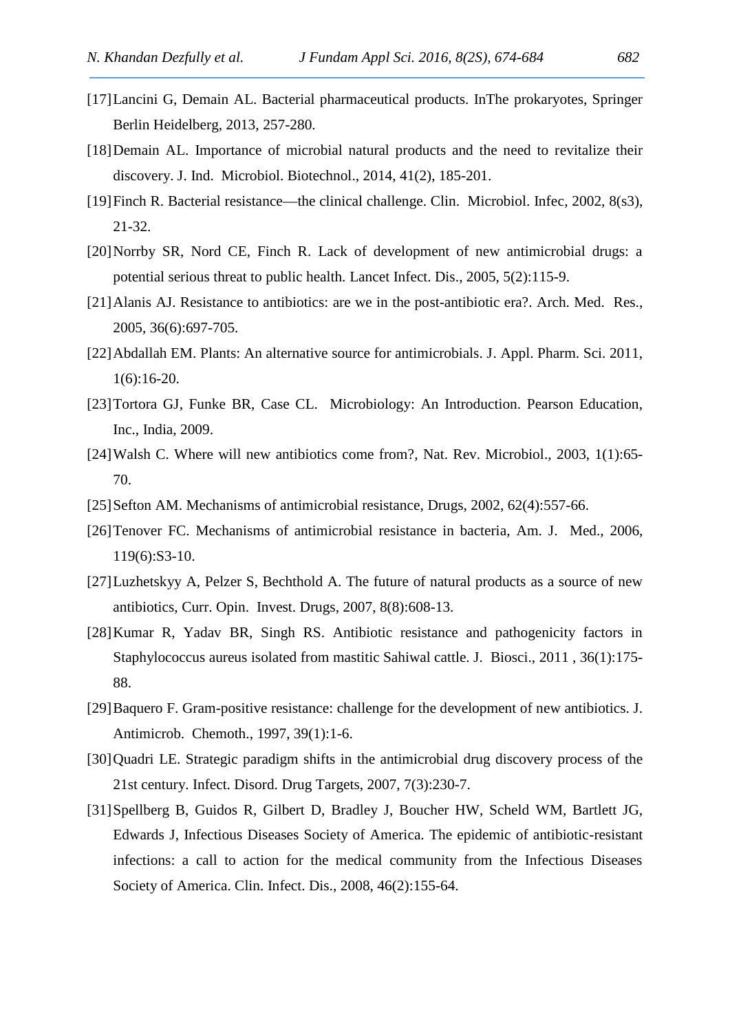[17] Lancini G, Demain AL. Bacterial pharmaceutical products. InThe prokaryotes, Springer Berlin Heidelberg, 2013, 257-280.

[18] Demain AL. Importance of microbial natural products and the need to revitalize their discovery. J. Ind. Microbiol. Biotechnol., 2014, 41(2), 185-201.

[19] Finch R. Bacterial resistance—the clinical challenge. Clin. Microbiol. Infec, 2002, 8(s3), 21-32.

[20] Norrby SR, Nord CE, Finch R. Lack of development of new antimicrobial drugs: a potential serious threat to public health. Lancet Infect. Dis., 2005, 5(2):115-9.

[21] Alanis AJ. Resistance to antibiotics: are we in the post-antibiotic era?. Arch. Med. Res., 2005, 36(6):697-705.

[22] Abdallah EM. Plants: An alternative source for antimicrobials. J. Appl. Pharm. Sci. 2011, 1(6):16-20.

[23] Tortora GJ, Funke BR, Case CL. Microbiology: An Introduction. Pearson Education, Inc., India, 2009.

[24] Walsh C. Where will new antibiotics come from?, Nat. Rev. Microbiol., 2003, 1(1):65-70.

[25] Sefton AM. Mechanisms of antimicrobial resistance, Drugs, 2002, 62(4):557-66.

[26] Tenover FC. Mechanisms of antimicrobial resistance in bacteria, Am. J. Med., 2006, 119(6):S3-10.

[27] Luzhetskyy A, Pelzer S, Bechthold A. The future of natural products as a source of new antibiotics, Curr. Opin. Invest. Drugs, 2007, 8(8):608-13.

[28] Kumar R, Yadav BR, Singh RS. Antibiotic resistance and pathogenicity factors in Staphylococcus aureus isolated from mastitic Sahiwal cattle. J. Biosci., 2011 , 36(1):175-88.

[29] Baquero F. Gram-positive resistance: challenge for the development of new antibiotics. J. Antimicrob. Chemoth., 1997, 39(1):1-6.

[30] Quadri LE. Strategic paradigm shifts in the antimicrobial drug discovery process of the 21st century. Infect. Disord. Drug Targets, 2007, 7(3):230-7.

[31] Spellberg B, Guidos R, Gilbert D, Bradley J, Boucher HW, Scheld WM, Bartlett JG, Edwards J, Infectious Diseases Society of America. The epidemic of antibiotic-resistant infections: a call to action for the medical community from the Infectious Diseases Society of America. Clin. Infect. Dis., 2008, 46(2):155-64.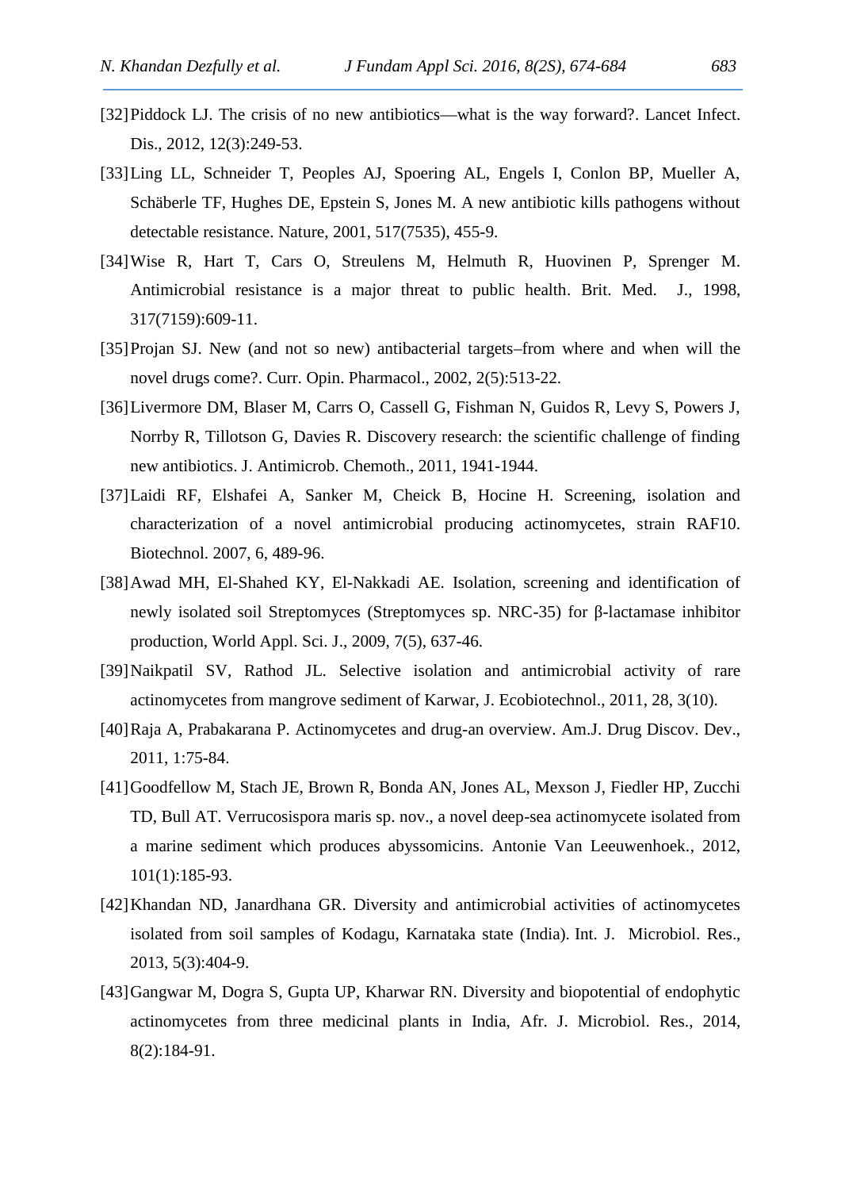[32] Piddock LJ. The crisis of no new antibiotics—what is the way forward?. Lancet Infect. Dis., 2012, 12(3):249-53.

[33] Ling LL, Schneider T, Peoples AJ, Spoering AL, Engels I, Conlon BP, Mueller A, Schäberle TF, Hughes DE, Epstein S, Jones M. A new antibiotic kills pathogens without detectable resistance. Nature, 2001, 517(7535), 455-9.

[34] Wise R, Hart T, Cars O, Streulens M, Helmuth R, Huovinen P, Sprenger M. Antimicrobial resistance is a major threat to public health. Brit. Med. J., 1998, 317(7159):609-11.

[35] Projan SJ. New (and not so new) antibacterial targets–from where and when will the novel drugs come?. Curr. Opin. Pharmacol., 2002, 2(5):513-22.

[36] Livermore DM, Blaser M, Carrs O, Cassell G, Fishman N, Guidos R, Levy S, Powers J, Norrby R, Tillotson G, Davies R. Discovery research: the scientific challenge of finding new antibiotics. J. Antimicrob. Chemoth., 2011, 1941-1944.

[37] Laidi RF, Elshafei A, Sanker M, Cheick B, Hocine H. Screening, isolation and characterization of a novel antimicrobial producing actinomycetes, strain RAF10. Biotechnol. 2007, 6, 489-96.

[38] Awad MH, El-Shahed KY, El-Nakkadi AE. Isolation, screening and identification of newly isolated soil Streptomyces (Streptomyces sp. NRC-35) for β-lactamase inhibitor production, World Appl. Sci. J., 2009, 7(5), 637-46.

[39] Naikpatil SV, Rathod JL. Selective isolation and antimicrobial activity of rare actinomycetes from mangrove sediment of Karwar, J. Ecobiotechnol., 2011, 28, 3(10).

[40] Raja A, Prabakarana P. Actinomycetes and drug-an overview. Am.J. Drug Discov. Dev., 2011, 1:75-84.

[41] Goodfellow M, Stach JE, Brown R, Bonda AN, Jones AL, Mexson J, Fiedler HP, Zucchi TD, Bull AT. Verrucosispora maris sp. nov., a novel deep-sea actinomycete isolated from a marine sediment which produces abyssomicins. Antonie Van Leeuwenhoek., 2012, 101(1):185-93.

[42] Khandan ND, Janardhana GR. Diversity and antimicrobial activities of actinomycetes isolated from soil samples of Kodagu, Karnataka state (India). Int. J. Microbiol. Res., 2013, 5(3):404-9.

[43] Gangwar M, Dogra S, Gupta UP, Kharwar RN. Diversity and biopotential of endophytic actinomycetes from three medicinal plants in India, Afr. J. Microbiol. Res., 2014, 8(2):184-91.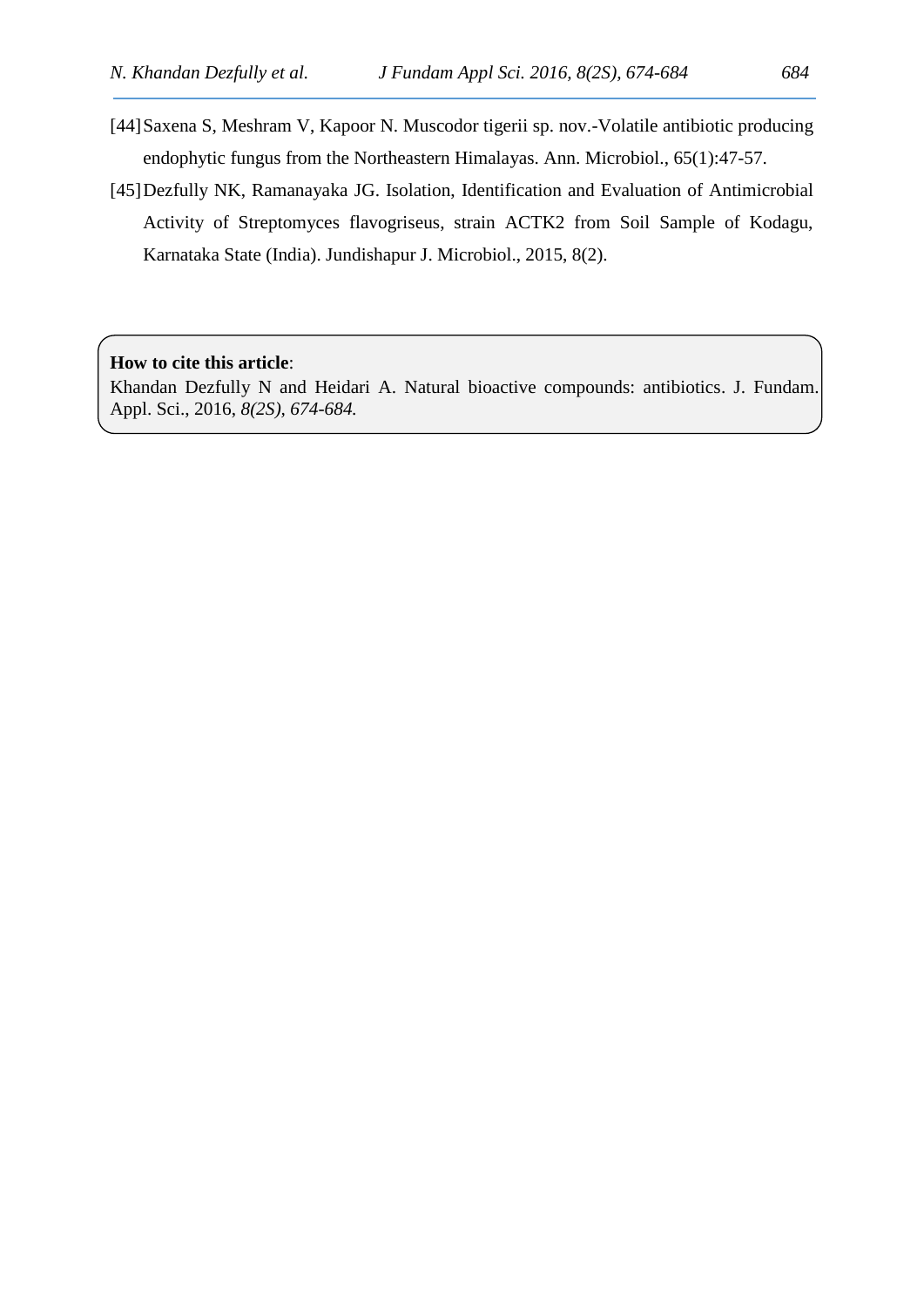[44] Saxena S, Meshram V, Kapoor N. Muscodor tigerii sp. nov.-Volatile antibiotic producing endophytic fungus from the Northeastern Himalayas. Ann. Microbiol., 65(1):47-57.

[45] Dezfully NK, Ramanayaka JG. Isolation, Identification and Evaluation of Antimicrobial Activity of Streptomyces flavogriseus, strain ACTK2 from Soil Sample of Kodagu, Karnataka State (India). Jundishapur J. Microbiol., 2015, 8(2).

**How to cite this article**:
Khandan Dezfully N and Heidari A. Natural bioactive compounds: antibiotics. J. Fundam. Appl. Sci., 2016, *8(2S), 674-684.*